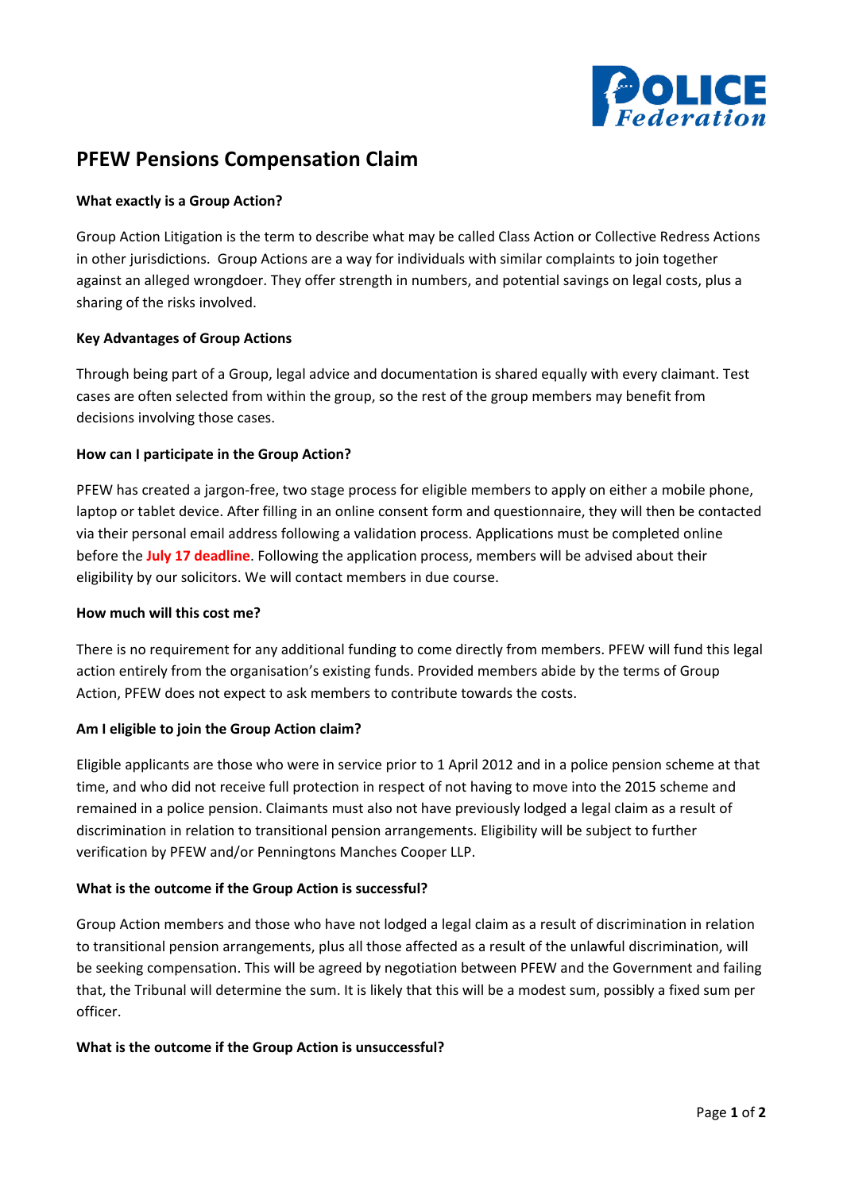# PFEW Pensions Compensation Claim

**What exactly is a Group Action?**

Group Action Litigation is the term to describe what may be called Class Action or Collective Redress Actions in other jurisdictions. Group Actions are a way for individuals with similar complaints to join together against an alleged wrongdoer. They offer strength in numbers, and potential savings on legal costs, plus a sharing of the risks involved.

**Key Advantages of Group Actions**

Through being part of a Group, legal advice and documentation is shared equally with every claimant. Test cases are often selected from within the group, so the rest of the group members may benefit from decisions involving those cases.

**How can I participate in the Group Action?**

PFEW has created a jargon-free, two stage process for eligible members to apply on either a mobile phone, laptop or tablet device. After filling in an online consent form and questionnaire, they will then be contacted via their personal email address following a validation process. Applications must be completed online before the **July 17 deadline**. Following the application process, members will be advised about their eligibility by our solicitors. We will contact members in due course.

**How much will this cost me?**

There is no requirement for any additional funding to come directly from members. PFEW will fund this legal action entirely from the organisation's existing funds. Provided members abide by the terms of Group Action, PFEW does not expect to ask members to contribute towards the costs.

**Am I eligible to join the Group Action claim?**

Eligible applicants are those who were in service prior to 1 April 2012 and in a police pension scheme at that time, and who did not receive full protection in respect of not having to move into the 2015 scheme and remained in a police pension. Claimants must also not have previously lodged a legal claim as a result of discrimination in relation to transitional pension arrangements. Eligibility will be subject to further verification by PFEW and/or Penningtons Manches Cooper LLP.

**What is the outcome if the Group Action is successful?**

Group Action members and those who have not lodged a legal claim as a result of discrimination in relation to transitional pension arrangements, plus all those affected as a result of the unlawful discrimination, will be seeking compensation. This will be agreed by negotiation between PFEW and the Government and failing that, the Tribunal will determine the sum. It is likely that this will be a modest sum, possibly a fixed sum per officer.

**What is the outcome if the Group Action is unsuccessful?**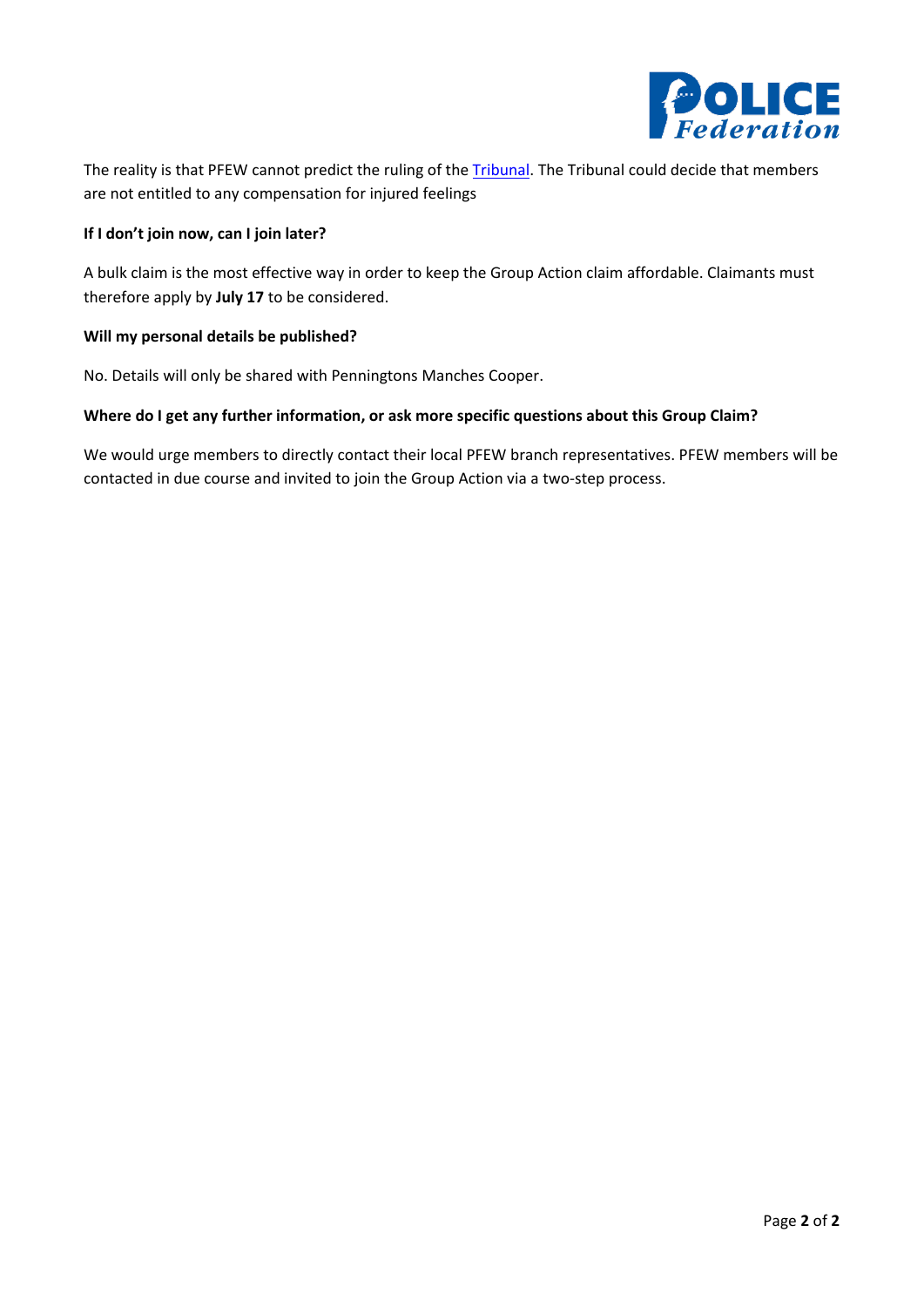The reality is that PFEW cannot predict the ruling of the Tribunal. The Tribunal could decide that members are not entitled to any compensation for injured feelings

**If I don't join now, can I join later?**

A bulk claim is the most effective way in order to keep the Group Action claim affordable. Claimants must therefore apply by **July 17** to be considered.

**Will my personal details be published?**

No. Details will only be shared with Penningtons Manches Cooper.

**Where do I get any further information, or ask more specific questions about this Group Claim?**

We would urge members to directly contact their local PFEW branch representatives. PFEW members will be contacted in due course and invited to join the Group Action via a two-step process.